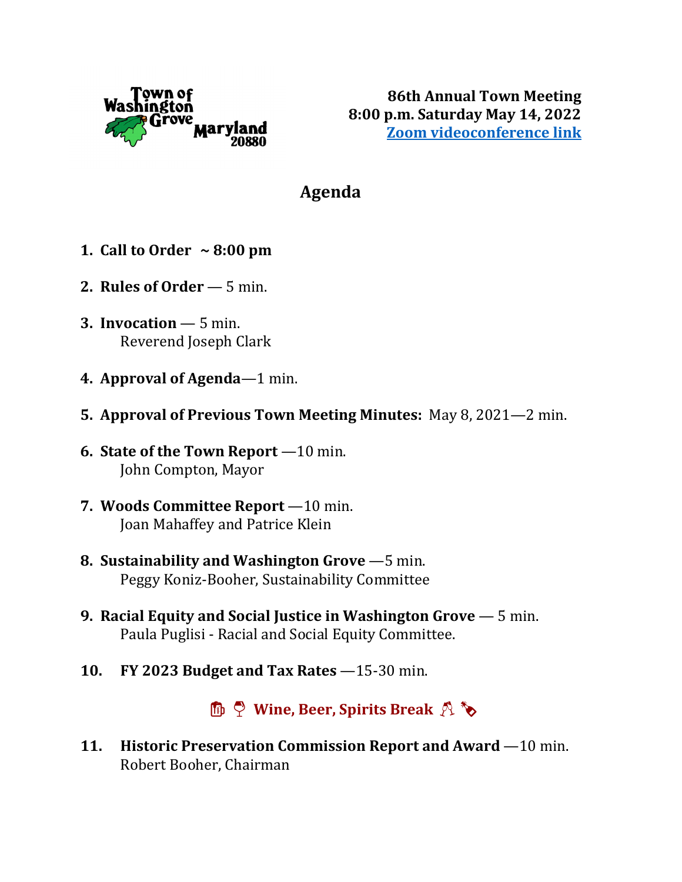Town of Washington Grove Maryland 20880

**86th Annual Town Meeting**
**8:00 p.m. Saturday May 14, 2022**
**[Zoom videoconference link]**

## Agenda

1. **Call to Order ~ 8:00 pm**

2. **Rules of Order** — 5 min.

3. **Invocation** — 5 min.
   Reverend Joseph Clark

4. **Approval of Agenda**—1 min.

5. **Approval of Previous Town Meeting Minutes:** May 8, 2021—2 min.

6. **State of the Town Report** —10 min.
   John Compton, Mayor

7. **Woods Committee Report** —10 min.
   Joan Mahaffey and Patrice Klein

8. **Sustainability and Washington Grove** —5 min.
   Peggy Koniz-Booher, Sustainability Committee

9. **Racial Equity and Social Justice in Washington Grove** — 5 min.
   Paula Puglisi - Racial and Social Equity Committee.

10. **FY 2023 Budget and Tax Rates** —15-30 min.

**🍺 🍷 Wine, Beer, Spirits Break 🥂 🍾**

11. **Historic Preservation Commission Report and Award** —10 min.
    Robert Booher, Chairman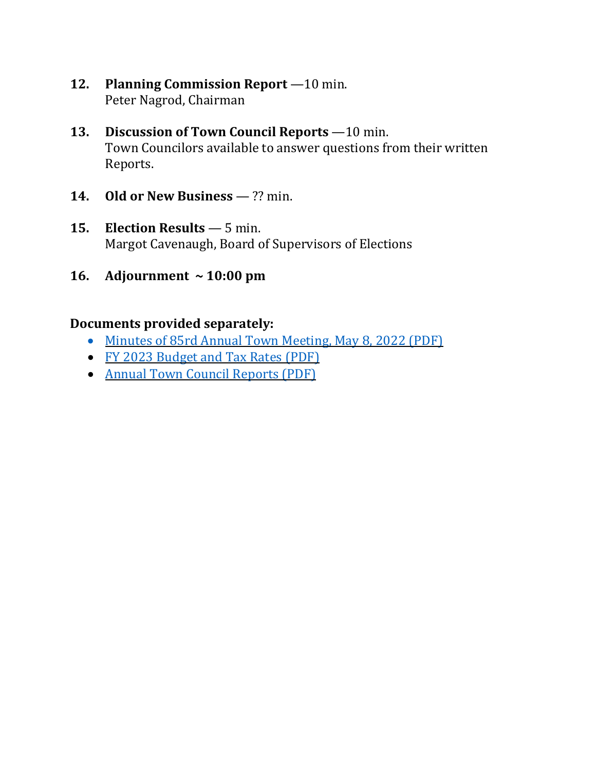12. **Planning Commission Report** —10 min.
    Peter Nagrod, Chairman

13. **Discussion of Town Council Reports** —10 min.
    Town Councilors available to answer questions from their written Reports.

14. **Old or New Business** — ?? min.

15. **Election Results** — 5 min.
    Margot Cavenaugh, Board of Supervisors of Elections

16. **Adjournment ~ 10:00 pm**

**Documents provided separately:**

- Minutes of 85rd Annual Town Meeting, May 8, 2022 (PDF)
- FY 2023 Budget and Tax Rates (PDF)
- Annual Town Council Reports (PDF)